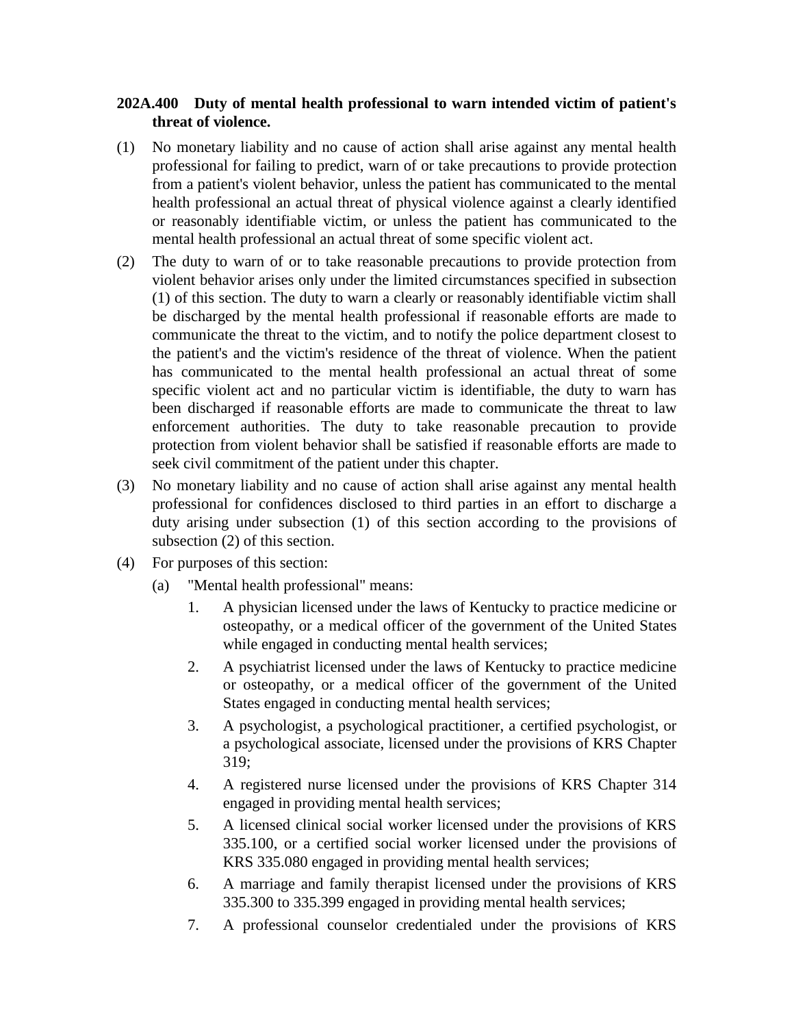**202A.400 Duty of mental health professional to warn intended victim of patient's threat of violence.**

(1) No monetary liability and no cause of action shall arise against any mental health professional for failing to predict, warn of or take precautions to provide protection from a patient's violent behavior, unless the patient has communicated to the mental health professional an actual threat of physical violence against a clearly identified or reasonably identifiable victim, or unless the patient has communicated to the mental health professional an actual threat of some specific violent act.

(2) The duty to warn of or to take reasonable precautions to provide protection from violent behavior arises only under the limited circumstances specified in subsection (1) of this section. The duty to warn a clearly or reasonably identifiable victim shall be discharged by the mental health professional if reasonable efforts are made to communicate the threat to the victim, and to notify the police department closest to the patient's and the victim's residence of the threat of violence. When the patient has communicated to the mental health professional an actual threat of some specific violent act and no particular victim is identifiable, the duty to warn has been discharged if reasonable efforts are made to communicate the threat to law enforcement authorities. The duty to take reasonable precaution to provide protection from violent behavior shall be satisfied if reasonable efforts are made to seek civil commitment of the patient under this chapter.

(3) No monetary liability and no cause of action shall arise against any mental health professional for confidences disclosed to third parties in an effort to discharge a duty arising under subsection (1) of this section according to the provisions of subsection (2) of this section.

(4) For purposes of this section:

   (a) "Mental health professional" means:

      1. A physician licensed under the laws of Kentucky to practice medicine or osteopathy, or a medical officer of the government of the United States while engaged in conducting mental health services;

      2. A psychiatrist licensed under the laws of Kentucky to practice medicine or osteopathy, or a medical officer of the government of the United States engaged in conducting mental health services;

      3. A psychologist, a psychological practitioner, a certified psychologist, or a psychological associate, licensed under the provisions of KRS Chapter 319;

      4. A registered nurse licensed under the provisions of KRS Chapter 314 engaged in providing mental health services;

      5. A licensed clinical social worker licensed under the provisions of KRS 335.100, or a certified social worker licensed under the provisions of KRS 335.080 engaged in providing mental health services;

      6. A marriage and family therapist licensed under the provisions of KRS 335.300 to 335.399 engaged in providing mental health services;

      7. A professional counselor credentialed under the provisions of KRS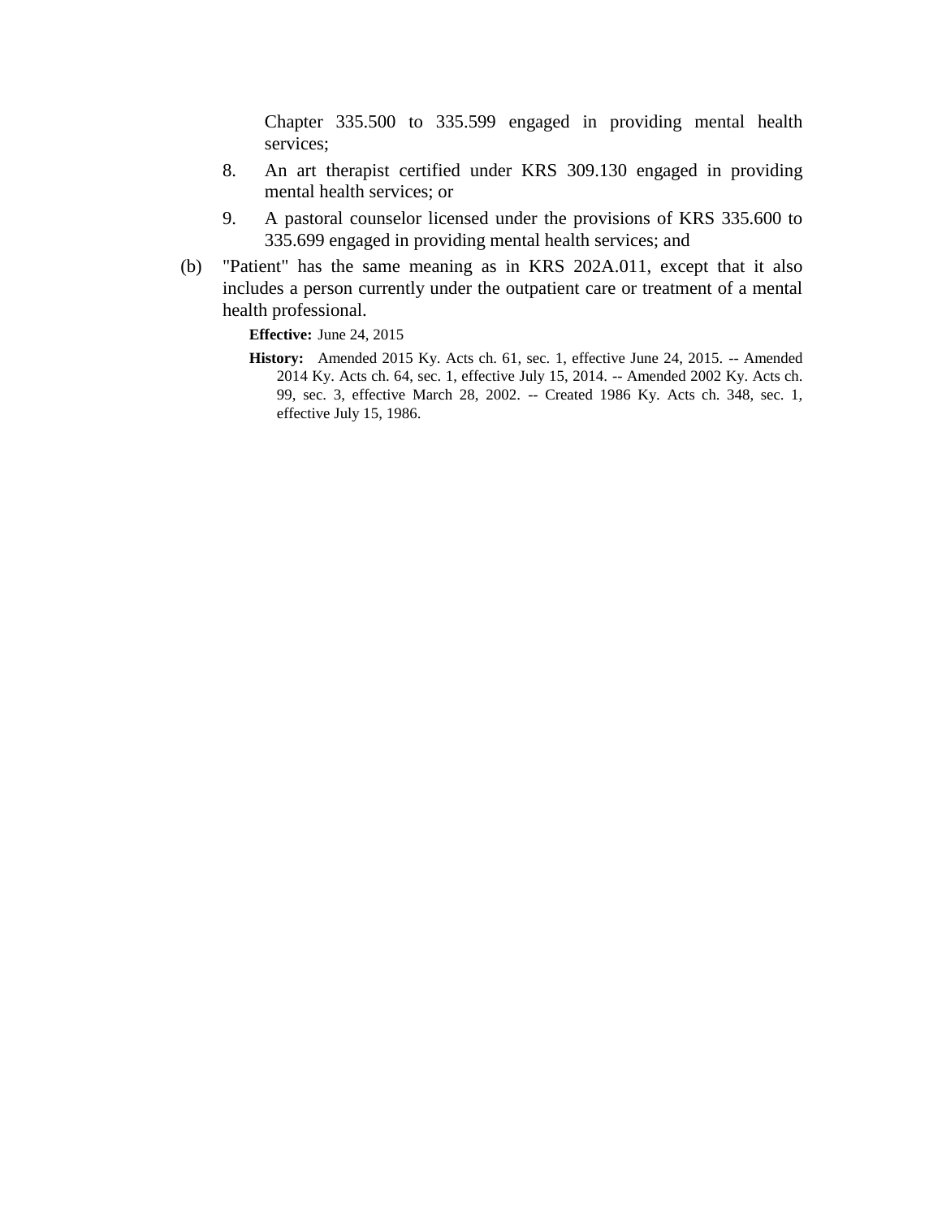Chapter 335.500 to 335.599 engaged in providing mental health services;

8. An art therapist certified under KRS 309.130 engaged in providing mental health services; or

9. A pastoral counselor licensed under the provisions of KRS 335.600 to 335.699 engaged in providing mental health services; and

(b) "Patient" has the same meaning as in KRS 202A.011, except that it also includes a person currently under the outpatient care or treatment of a mental health professional.

**Effective:** June 24, 2015

**History:** Amended 2015 Ky. Acts ch. 61, sec. 1, effective June 24, 2015. -- Amended 2014 Ky. Acts ch. 64, sec. 1, effective July 15, 2014. -- Amended 2002 Ky. Acts ch. 99, sec. 3, effective March 28, 2002. -- Created 1986 Ky. Acts ch. 348, sec. 1, effective July 15, 1986.